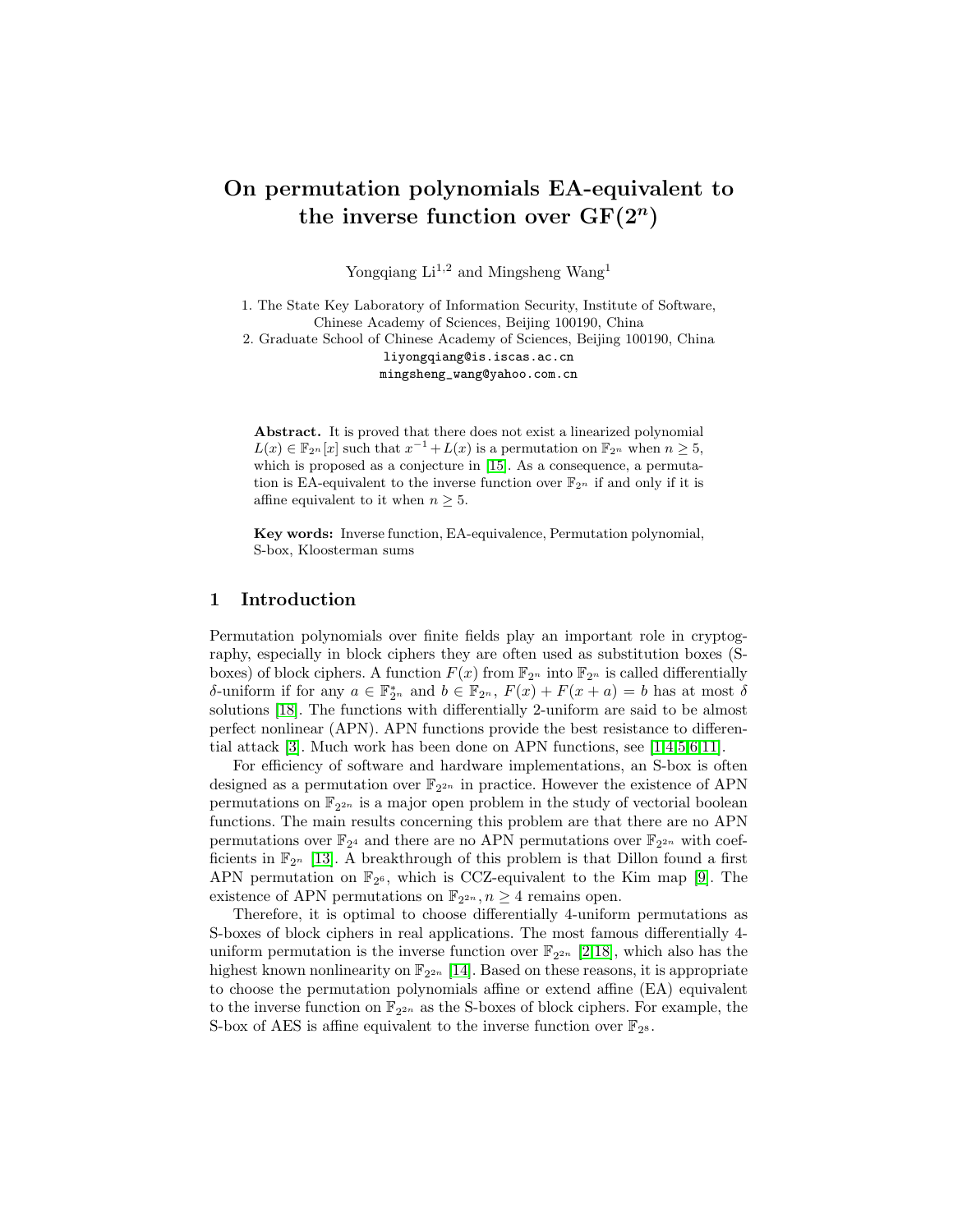# On permutation polynomials EA-equivalent to the inverse function over GF($2^n$)

Yongqiang Li[1,2] and Mingsheng Wang[1]

1. The State Key Laboratory of Information Security, Institute of Software, Chinese Academy of Sciences, Beijing 100190, China
2. Graduate School of Chinese Academy of Sciences, Beijing 100190, China

liyongqiang@is.iscas.ac.cn

mingsheng_wang@yahoo.com.cn

**Abstract.** It is proved that there does not exist a linearized polynomial $L(x) \in \mathbb{F}_{2^n}[x]$ such that $x^{-1} + L(x)$ is a permutation on $\mathbb{F}_{2^n}$ when $n \geq 5$, which is proposed as a conjecture in [15]. As a consequence, a permutation is EA-equivalent to the inverse function over $\mathbb{F}_{2^n}$ if and only if it is affine equivalent to it when $n \geq 5$.

**Key words:** Inverse function, EA-equivalence, Permutation polynomial, S-box, Kloosterman sums

## 1 Introduction

Permutation polynomials over finite fields play an important role in cryptography, especially in block ciphers they are often used as substitution boxes (S-boxes) of block ciphers. A function $F(x)$ from $\mathbb{F}_{2^n}$ into $\mathbb{F}_{2^n}$ is called differentially $\delta$-uniform if for any $a \in \mathbb{F}_{2^n}^*$ and $b \in \mathbb{F}_{2^n}$, $F(x) + F(x + a) = b$ has at most $\delta$ solutions [18]. The functions with differentially 2-uniform are said to be almost perfect nonlinear (APN). APN functions provide the best resistance to differential attack [3]. Much work has been done on APN functions, see [1,4,5,6,11].

For efficiency of software and hardware implementations, an S-box is often designed as a permutation over $\mathbb{F}_{2^{2n}}$ in practice. However the existence of APN permutations on $\mathbb{F}_{2^{2n}}$ is a major open problem in the study of vectorial boolean functions. The main results concerning this problem are that there are no APN permutations over $\mathbb{F}_{2^4}$ and there are no APN permutations over $\mathbb{F}_{2^{2n}}$ with coefficients in $\mathbb{F}_{2^n}$ [13]. A breakthrough of this problem is that Dillon found a first APN permutation on $\mathbb{F}_{2^6}$, which is CCZ-equivalent to the Kim map [9]. The existence of APN permutations on $\mathbb{F}_{2^{2n}}, n \geq 4$ remains open.

Therefore, it is optimal to choose differentially 4-uniform permutations as S-boxes of block ciphers in real applications. The most famous differentially 4-uniform permutation is the inverse function over $\mathbb{F}_{2^{2n}}$ [2,18], which also has the highest known nonlinearity on $\mathbb{F}_{2^{2n}}$ [14]. Based on these reasons, it is appropriate to choose the permutation polynomials affine or extend affine (EA) equivalent to the inverse function on $\mathbb{F}_{2^{2n}}$ as the S-boxes of block ciphers. For example, the S-box of AES is affine equivalent to the inverse function over $\mathbb{F}_{2^8}$.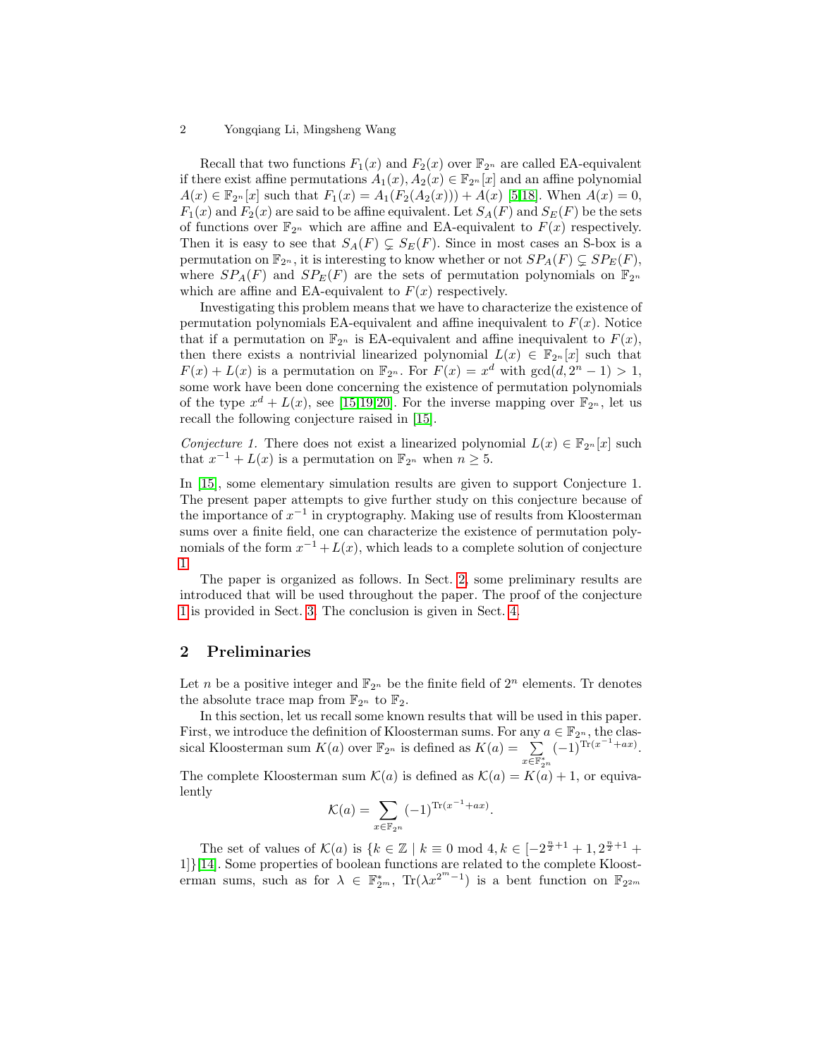Recall that two functions $F_1(x)$ and $F_2(x)$ over $\mathbb{F}_{2^n}$ are called EA-equivalent if there exist affine permutations $A_1(x), A_2(x) \in \mathbb{F}_{2^n}[x]$ and an affine polynomial $A(x) \in \mathbb{F}_{2^n}[x]$ such that $F_1(x) = A_1(F_2(A_2(x))) + A(x)$ [5,18]. When $A(x) = 0$, $F_1(x)$ and $F_2(x)$ are said to be affine equivalent. Let $S_A(F)$ and $S_E(F)$ be the sets of functions over $\mathbb{F}_{2^n}$ which are affine and EA-equivalent to $F(x)$ respectively. Then it is easy to see that $S_A(F) \subsetneq S_E(F)$. Since in most cases an S-box is a permutation on $\mathbb{F}_{2^n}$, it is interesting to know whether or not $SP_A(F) \subsetneq SP_E(F)$, where $SP_A(F)$ and $SP_E(F)$ are the sets of permutation polynomials on $\mathbb{F}_{2^n}$ which are affine and EA-equivalent to $F(x)$ respectively.

Investigating this problem means that we have to characterize the existence of permutation polynomials EA-equivalent and affine inequivalent to $F(x)$. Notice that if a permutation on $\mathbb{F}_{2^n}$ is EA-equivalent and affine inequivalent to $F(x)$, then there exists a nontrivial linearized polynomial $L(x) \in \mathbb{F}_{2^n}[x]$ such that $F(x) + L(x)$ is a permutation on $\mathbb{F}_{2^n}$. For $F(x) = x^d$ with $\gcd(d, 2^n - 1) > 1$, some work have been done concerning the existence of permutation polynomials of the type $x^d + L(x)$, see [15,19,20]. For the inverse mapping over $\mathbb{F}_{2^n}$, let us recall the following conjecture raised in [15].

*Conjecture 1.* There does not exist a linearized polynomial $L(x) \in \mathbb{F}_{2^n}[x]$ such that $x^{-1} + L(x)$ is a permutation on $\mathbb{F}_{2^n}$ when $n \geq 5$.

In [15], some elementary simulation results are given to support Conjecture 1. The present paper attempts to give further study on this conjecture because of the importance of $x^{-1}$ in cryptography. Making use of results from Kloosterman sums over a finite field, one can characterize the existence of permutation polynomials of the form $x^{-1} + L(x)$, which leads to a complete solution of conjecture 1.

The paper is organized as follows. In Sect. 2, some preliminary results are introduced that will be used throughout the paper. The proof of the conjecture 1 is provided in Sect. 3. The conclusion is given in Sect. 4.

## 2 Preliminaries

Let $n$ be a positive integer and $\mathbb{F}_{2^n}$ be the finite field of $2^n$ elements. Tr denotes the absolute trace map from $\mathbb{F}_{2^n}$ to $\mathbb{F}_2$.

In this section, let us recall some known results that will be used in this paper. First, we introduce the definition of Kloosterman sums. For any $a \in \mathbb{F}_{2^n}$, the classical Kloosterman sum $K(a)$ over $\mathbb{F}_{2^n}$ is defined as $K(a) = \sum_{x \in \mathbb{F}_{2^n}^*} (-1)^{\mathrm{Tr}(x^{-1}+ax)}$. The complete Kloosterman sum $\mathcal{K}(a)$ is defined as $\mathcal{K}(a) = K(a) + 1$, or equivalently

$$\mathcal{K}(a) = \sum_{x \in \mathbb{F}_{2^n}} (-1)^{\mathrm{Tr}(x^{-1}+ax)}.$$

The set of values of $\mathcal{K}(a)$ is $\{k \in \mathbb{Z} \mid k \equiv 0 \bmod 4, k \in [-2^{\frac{n}{2}+1} + 1, 2^{\frac{n}{2}+1} + 1]\}$[14]. Some properties of boolean functions are related to the complete Kloosterman sums, such as for $\lambda \in \mathbb{F}_{2^m}^*$, $\mathrm{Tr}(\lambda x^{2^m-1})$ is a bent function on $\mathbb{F}_{2^{2m}}$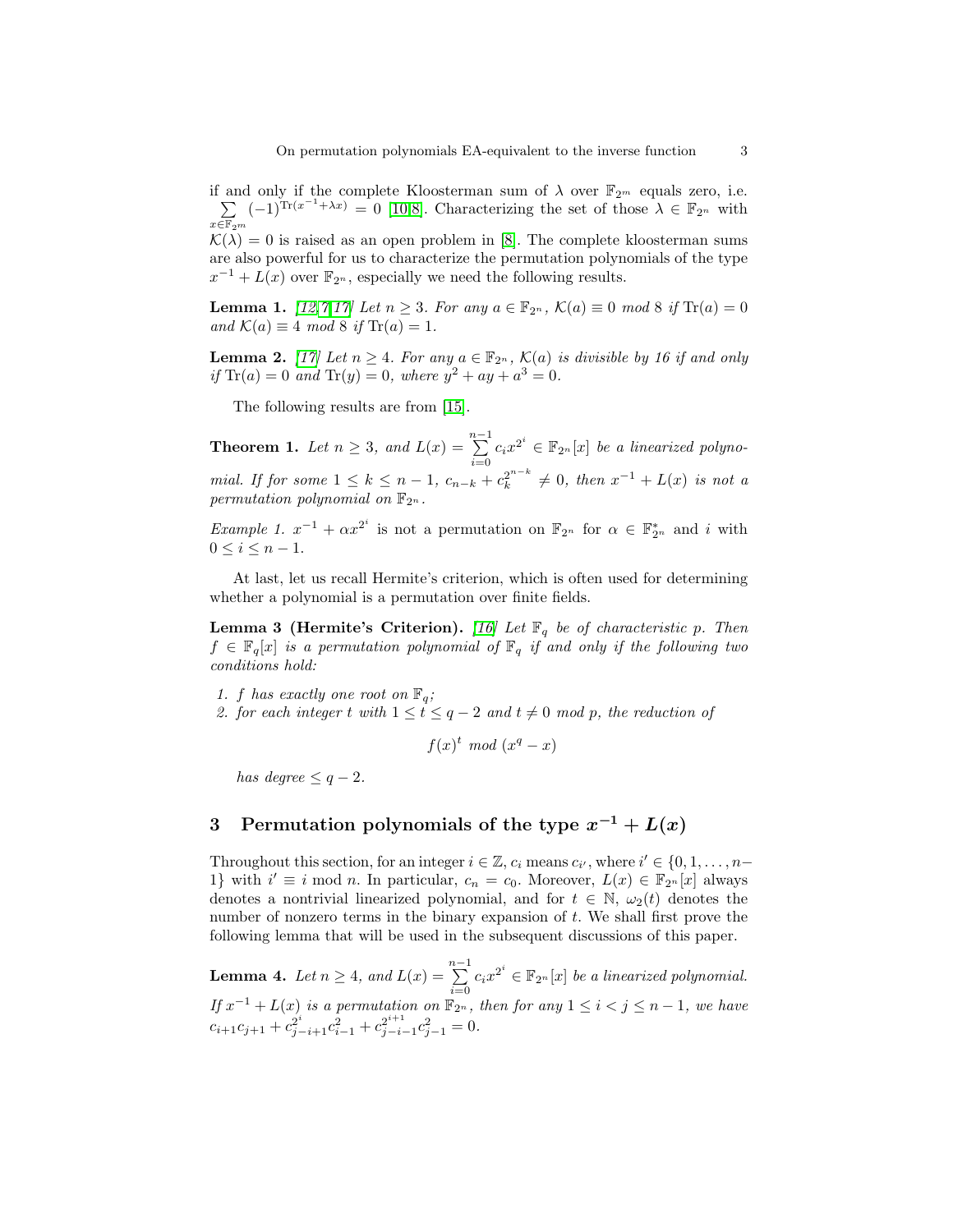if and only if the complete Kloosterman sum of $\lambda$ over $\mathbb{F}_{2^m}$ equals zero, i.e. $\sum_{x\in\mathbb{F}_{2^m}} (-1)^{\mathrm{Tr}(x^{-1}+\lambda x)} = 0$ [10,8]. Characterizing the set of those $\lambda \in \mathbb{F}_{2^n}$ with $\mathcal{K}(\lambda) = 0$ is raised as an open problem in [8]. The complete kloosterman sums are also powerful for us to characterize the permutation polynomials of the type $x^{-1} + L(x)$ over $\mathbb{F}_{2^n}$, especially we need the following results.

**Lemma 1.** *[12,7,17] Let $n \geq 3$. For any $a \in \mathbb{F}_{2^n}$, $\mathcal{K}(a) \equiv 0 \bmod 8$ if $\mathrm{Tr}(a) = 0$ and $\mathcal{K}(a) \equiv 4 \bmod 8$ if $\mathrm{Tr}(a) = 1$.*

**Lemma 2.** *[17] Let $n \geq 4$. For any $a \in \mathbb{F}_{2^n}$, $\mathcal{K}(a)$ is divisible by 16 if and only if $\mathrm{Tr}(a) = 0$ and $\mathrm{Tr}(y) = 0$, where $y^2 + ay + a^3 = 0$.*

The following results are from [15].

**Theorem 1.** *Let $n \geq 3$, and $L(x) = \sum_{i=0}^{n-1} c_i x^{2^i} \in \mathbb{F}_{2^n}[x]$ be a linearized polynomial. If for some $1 \leq k \leq n-1$, $c_{n-k} + c_k^{2^{n-k}} \neq 0$, then $x^{-1} + L(x)$ is not a permutation polynomial on $\mathbb{F}_{2^n}$.*

*Example 1.* $x^{-1} + \alpha x^{2^i}$ is not a permutation on $\mathbb{F}_{2^n}$ for $\alpha \in \mathbb{F}_{2^n}^*$ and $i$ with $0 \leq i \leq n-1$.

At last, let us recall Hermite's criterion, which is often used for determining whether a polynomial is a permutation over finite fields.

**Lemma 3 (Hermite's Criterion).** *[16] Let $\mathbb{F}_q$ be of characteristic $p$. Then $f \in \mathbb{F}_q[x]$ is a permutation polynomial of $\mathbb{F}_q$ if and only if the following two conditions hold:*

1. *$f$ has exactly one root on $\mathbb{F}_q$;*
2. *for each integer $t$ with $1 \leq t \leq q-2$ and $t \neq 0 \bmod p$, the reduction of*

$$f(x)^t \bmod (x^q - x)$$

*has degree $\leq q-2$.*

## 3 Permutation polynomials of the type $x^{-1} + L(x)$

Throughout this section, for an integer $i \in \mathbb{Z}$, $c_i$ means $c_{i'}$, where $i' \in \{0, 1, \ldots, n-1\}$ with $i' \equiv i \bmod n$. In particular, $c_n = c_0$. Moreover, $L(x) \in \mathbb{F}_{2^n}[x]$ always denotes a nontrivial linearized polynomial, and for $t \in \mathbb{N}$, $\omega_2(t)$ denotes the number of nonzero terms in the binary expansion of $t$. We shall first prove the following lemma that will be used in the subsequent discussions of this paper.

**Lemma 4.** *Let $n \geq 4$, and $L(x) = \sum_{i=0}^{n-1} c_i x^{2^i} \in \mathbb{F}_{2^n}[x]$ be a linearized polynomial. If $x^{-1} + L(x)$ is a permutation on $\mathbb{F}_{2^n}$, then for any $1 \leq i < j \leq n-1$, we have $c_{i+1}c_{j+1} + c_{j-i+1}^{2^i} c_{i-1}^2 + c_{j-i-1}^{2^{i+1}} c_{j-1}^2 = 0$.*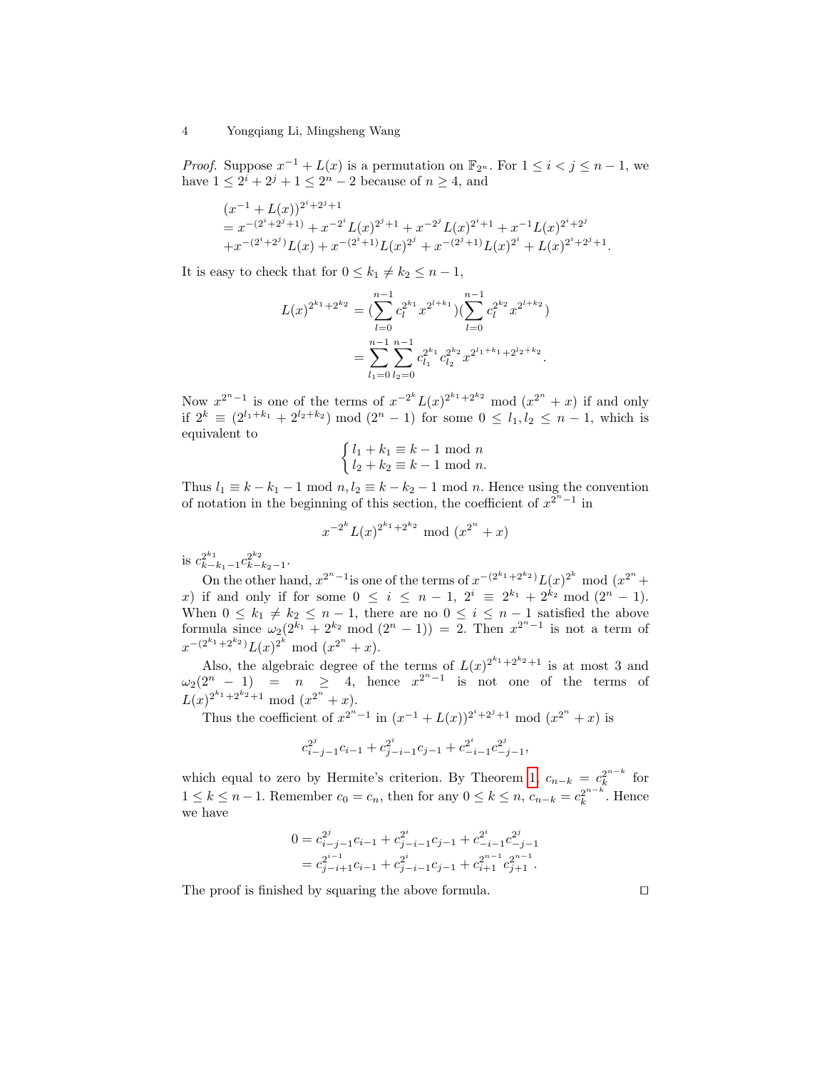*Proof.* Suppose $x^{-1} + L(x)$ is a permutation on $\mathbb{F}_{2^n}$. For $1 \leq i < j \leq n-1$, we have $1 \leq 2^i + 2^j + 1 \leq 2^n - 2$ because of $n \geq 4$, and

$$
\begin{aligned}
&(x^{-1} + L(x))^{2^i+2^j+1} \\
&= x^{-(2^i+2^j+1)} + x^{-2^i}L(x)^{2^j+1} + x^{-2^j}L(x)^{2^i+1} + x^{-1}L(x)^{2^i+2^j} \\
&+ x^{-(2^i+2^j)}L(x) + x^{-(2^i+1)}L(x)^{2^j} + x^{-(2^j+1)}L(x)^{2^i} + L(x)^{2^i+2^j+1}.
\end{aligned}
$$

It is easy to check that for $0 \leq k_1 \neq k_2 \leq n-1$,

$$
\begin{aligned}
L(x)^{2^{k_1}+2^{k_2}} &= (\sum_{l=0}^{n-1} c_l^{2^{k_1}} x^{2^{l+k_1}})(\sum_{l=0}^{n-1} c_l^{2^{k_2}} x^{2^{l+k_2}}) \\
&= \sum_{l_1=0}^{n-1}\sum_{l_2=0}^{n-1} c_{l_1}^{2^{k_1}} c_{l_2}^{2^{k_2}} x^{2^{l_1+k_1}+2^{l_2+k_2}}.
\end{aligned}
$$

Now $x^{2^n-1}$ is one of the terms of $x^{-2^k}L(x)^{2^{k_1}+2^{k_2}} \bmod (x^{2^n}+x)$ if and only if $2^k \equiv (2^{l_1+k_1} + 2^{l_2+k_2}) \bmod (2^n-1)$ for some $0 \leq l_1, l_2 \leq n-1$, which is equivalent to

$$
\begin{cases} l_1 + k_1 \equiv k-1 \bmod n \\ l_2 + k_2 \equiv k-1 \bmod n. \end{cases}
$$

Thus $l_1 \equiv k - k_1 - 1 \bmod n, l_2 \equiv k - k_2 - 1 \bmod n$. Hence using the convention of notation in the beginning of this section, the coefficient of $x^{2^n-1}$ in

$$
x^{-2^k}L(x)^{2^{k_1}+2^{k_2}} \bmod (x^{2^n}+x)
$$

is $c_{k-k_1-1}^{2^{k_1}} c_{k-k_2-1}^{2^{k_2}}$.

On the other hand, $x^{2^n-1}$is one of the terms of $x^{-(2^{k_1}+2^{k_2})}L(x)^{2^k} \bmod (x^{2^n}+x)$ if and only if for some $0 \leq i \leq n-1$, $2^i \equiv 2^{k_1} + 2^{k_2} \bmod (2^n-1)$. When $0 \leq k_1 \neq k_2 \leq n-1$, there are no $0 \leq i \leq n-1$ satisfied the above formula since $\omega_2(2^{k_1} + 2^{k_2} \bmod (2^n-1)) = 2$. Then $x^{2^n-1}$ is not a term of $x^{-(2^{k_1}+2^{k_2})}L(x)^{2^k} \bmod (x^{2^n}+x)$.

Also, the algebraic degree of the terms of $L(x)^{2^{k_1}+2^{k_2}+1}$ is at most 3 and $\omega_2(2^n-1) = n \geq 4$, hence $x^{2^n-1}$ is not one of the terms of $L(x)^{2^{k_1}+2^{k_2}+1} \bmod (x^{2^n}+x)$.

Thus the coefficient of $x^{2^n-1}$ in $(x^{-1}+L(x))^{2^i+2^j+1} \bmod (x^{2^n}+x)$ is

$$
c_{i-j-1}^{2^j} c_{i-1} + c_{j-i-1}^{2^i} c_{j-1} + c_{-i-1}^{2^i} c_{-j-1}^{2^j},
$$

which equal to zero by Hermite's criterion. By Theorem 1, $c_{n-k} = c_k^{2^{n-k}}$ for $1 \leq k \leq n-1$. Remember $c_0 = c_n$, then for any $0 \leq k \leq n$, $c_{n-k} = c_k^{2^{n-k}}$. Hence we have

$$
\begin{aligned}
0 &= c_{i-j-1}^{2^j} c_{i-1} + c_{j-i-1}^{2^i} c_{j-1} + c_{-i-1}^{2^i} c_{-j-1}^{2^j} \\
&= c_{j-i+1}^{2^{i-1}} c_{i-1} + c_{j-i-1}^{2^i} c_{j-1} + c_{i+1}^{2^{n-1}} c_{j+1}^{2^{n-1}}.
\end{aligned}
$$

The proof is finished by squaring the above formula. $\square$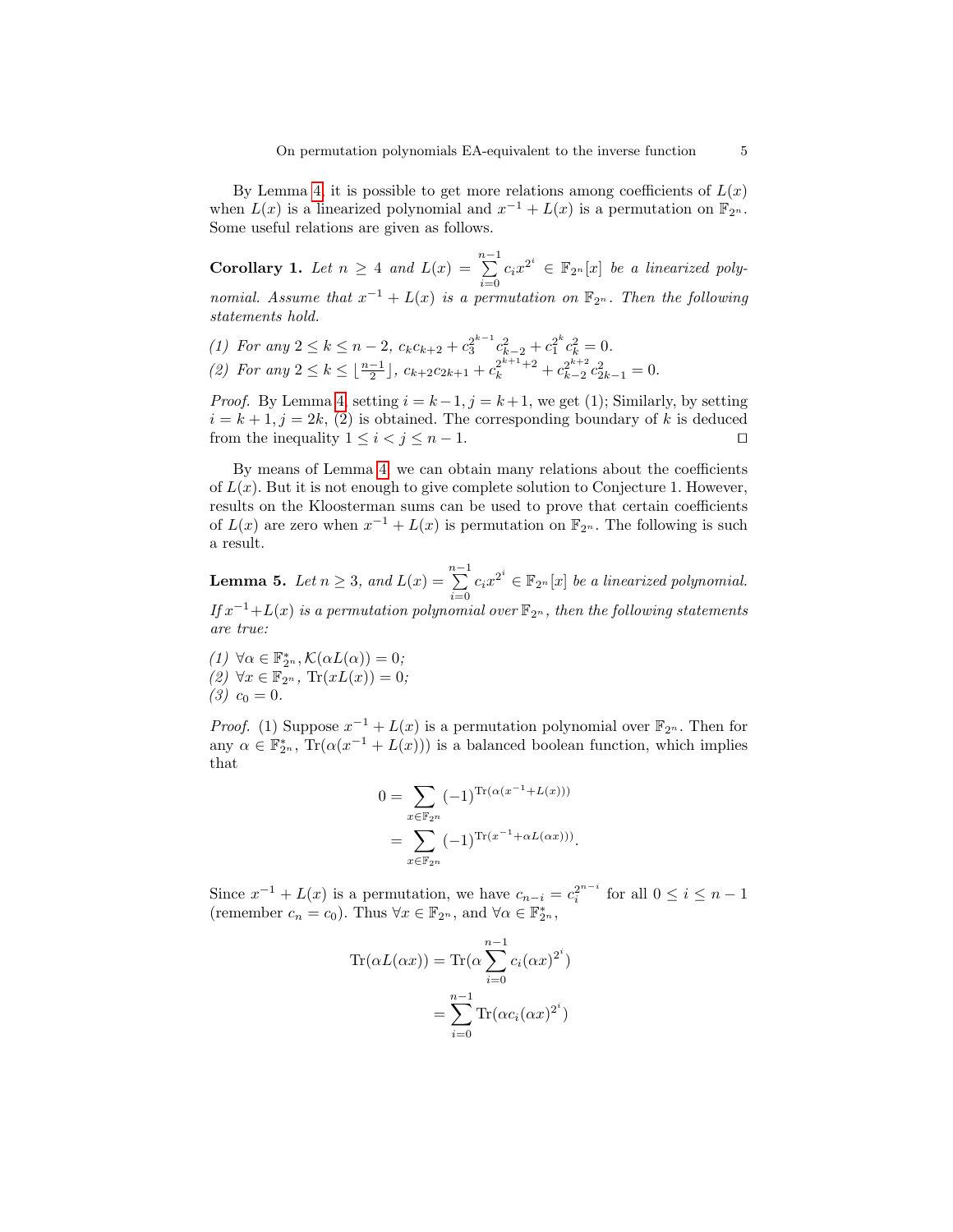By Lemma 4, it is possible to get more relations among coefficients of $L(x)$ when $L(x)$ is a linearized polynomial and $x^{-1} + L(x)$ is a permutation on $\mathbb{F}_{2^n}$. Some useful relations are given as follows.

**Corollary 1.** *Let $n \geq 4$ and $L(x) = \sum_{i=0}^{n-1} c_i x^{2^i} \in \mathbb{F}_{2^n}[x]$ be a linearized polynomial. Assume that $x^{-1} + L(x)$ is a permutation on $\mathbb{F}_{2^n}$. Then the following statements hold.*

*(1) For any $2 \leq k \leq n-2$, $c_k c_{k+2} + c_3^{2^{k-1}} c_{k-2}^2 + c_1^{2^k} c_k^2 = 0$.*
*(2) For any $2 \leq k \leq \lfloor \frac{n-1}{2} \rfloor$, $c_{k+2} c_{2k+1} + c_k^{2^{k+1}+2} + c_{k-2}^{2^{k+2}} c_{2k-1}^2 = 0$.*

*Proof.* By Lemma 4, setting $i = k-1, j = k+1$, we get (1); Similarly, by setting $i = k+1, j = 2k$, (2) is obtained. The corresponding boundary of $k$ is deduced from the inequality $1 \leq i < j \leq n-1$. $\square$

By means of Lemma 4, we can obtain many relations about the coefficients of $L(x)$. But it is not enough to give complete solution to Conjecture 1. However, results on the Kloosterman sums can be used to prove that certain coefficients of $L(x)$ are zero when $x^{-1} + L(x)$ is permutation on $\mathbb{F}_{2^n}$. The following is such a result.

**Lemma 5.** *Let $n \geq 3$, and $L(x) = \sum_{i=0}^{n-1} c_i x^{2^i} \in \mathbb{F}_{2^n}[x]$ be a linearized polynomial. If $x^{-1} + L(x)$ is a permutation polynomial over $\mathbb{F}_{2^n}$, then the following statements are true:*

*(1) $\forall \alpha \in \mathbb{F}_{2^n}^*, \mathcal{K}(\alpha L(\alpha)) = 0$;*
*(2) $\forall x \in \mathbb{F}_{2^n}$, $\mathrm{Tr}(xL(x)) = 0$;*
*(3) $c_0 = 0$.*

*Proof.* (1) Suppose $x^{-1} + L(x)$ is a permutation polynomial over $\mathbb{F}_{2^n}$. Then for any $\alpha \in \mathbb{F}_{2^n}^*$, $\mathrm{Tr}(\alpha(x^{-1} + L(x)))$ is a balanced boolean function, which implies that

$$
\begin{aligned}
0 &= \sum_{x \in \mathbb{F}_{2^n}} (-1)^{\mathrm{Tr}(\alpha(x^{-1}+L(x)))} \\
&= \sum_{x \in \mathbb{F}_{2^n}} (-1)^{\mathrm{Tr}(x^{-1}+\alpha L(\alpha x)))}.
\end{aligned}
$$

Since $x^{-1} + L(x)$ is a permutation, we have $c_{n-i} = c_i^{2^{n-i}}$ for all $0 \leq i \leq n-1$ (remember $c_n = c_0$). Thus $\forall x \in \mathbb{F}_{2^n}$, and $\forall \alpha \in \mathbb{F}_{2^n}^*$,

$$
\begin{aligned}
\mathrm{Tr}(\alpha L(\alpha x)) &= \mathrm{Tr}(\alpha \sum_{i=0}^{n-1} c_i (\alpha x)^{2^i}) \\
&= \sum_{i=0}^{n-1} \mathrm{Tr}(\alpha c_i (\alpha x)^{2^i})
\end{aligned}
$$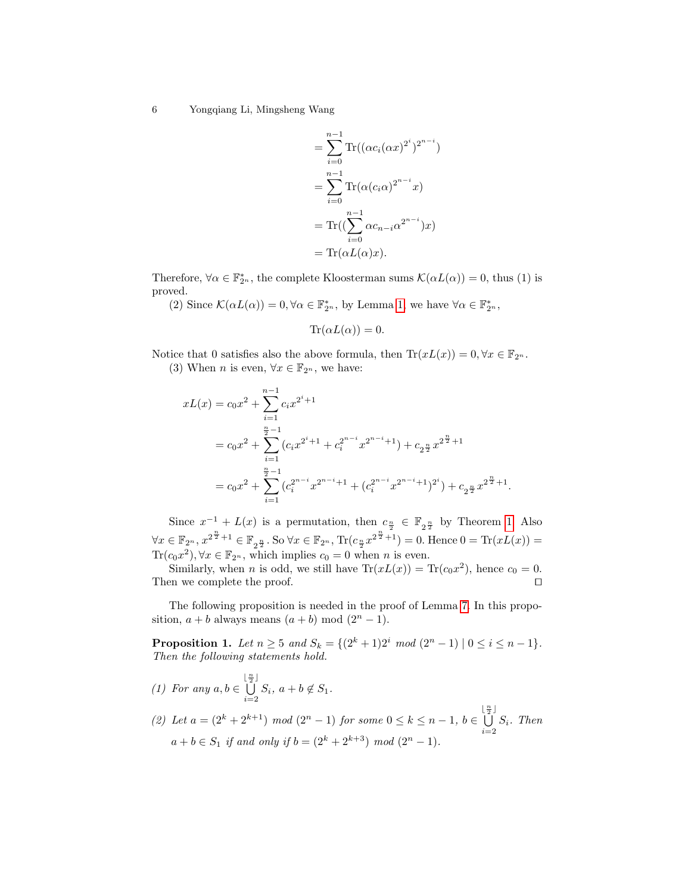$$
\begin{aligned}
&= \sum_{i=0}^{n-1} \mathrm{Tr}((\alpha c_i (\alpha x)^{2^i})^{2^{n-i}}) \\
&= \sum_{i=0}^{n-1} \mathrm{Tr}(\alpha (c_i \alpha)^{2^{n-i}} x) \\
&= \mathrm{Tr}((\sum_{i=0}^{n-1} \alpha c_{n-i} \alpha^{2^{n-i}}) x) \\
&= \mathrm{Tr}(\alpha L(\alpha) x).
\end{aligned}
$$

Therefore, $\forall \alpha \in \mathbb{F}_{2^n}^*$, the complete Kloosterman sums $\mathcal{K}(\alpha L(\alpha)) = 0$, thus (1) is proved.

(2) Since $\mathcal{K}(\alpha L(\alpha)) = 0, \forall \alpha \in \mathbb{F}_{2^n}^*$, by Lemma 1, we have $\forall \alpha \in \mathbb{F}_{2^n}^*$,

$$
\mathrm{Tr}(\alpha L(\alpha)) = 0.
$$

Notice that 0 satisfies also the above formula, then $\mathrm{Tr}(xL(x)) = 0, \forall x \in \mathbb{F}_{2^n}$.

(3) When $n$ is even, $\forall x \in \mathbb{F}_{2^n}$, we have:

$$
\begin{aligned}
xL(x) &= c_0 x^2 + \sum_{i=1}^{n-1} c_i x^{2^i+1} \\
&= c_0 x^2 + \sum_{i=1}^{\frac{n}{2}-1} (c_i x^{2^i+1} + c_i^{2^{n-i}} x^{2^{n-i}+1}) + c_{2^{\frac{n}{2}}} x^{2^{\frac{n}{2}}+1} \\
&= c_0 x^2 + \sum_{i=1}^{\frac{n}{2}-1} (c_i^{2^{n-i}} x^{2^{n-i}+1} + (c_i^{2^{n-i}} x^{2^{n-i}+1})^{2^i}) + c_{2^{\frac{n}{2}}} x^{2^{\frac{n}{2}}+1}.
\end{aligned}
$$

Since $x^{-1} + L(x)$ is a permutation, then $c_{\frac{n}{2}} \in \mathbb{F}_{2^{\frac{n}{2}}}$ by Theorem 1. Also $\forall x \in \mathbb{F}_{2^n}, x^{2^{\frac{n}{2}}+1} \in \mathbb{F}_{2^{\frac{n}{2}}}$. So $\forall x \in \mathbb{F}_{2^n}$, $\mathrm{Tr}(c_{\frac{n}{2}} x^{2^{\frac{n}{2}}+1}) = 0$. Hence $0 = \mathrm{Tr}(xL(x)) = \mathrm{Tr}(c_0 x^2), \forall x \in \mathbb{F}_{2^n}$, which implies $c_0 = 0$ when $n$ is even.

Similarly, when $n$ is odd, we still have $\mathrm{Tr}(xL(x)) = \mathrm{Tr}(c_0 x^2)$, hence $c_0 = 0$. Then we complete the proof. □

The following proposition is needed in the proof of Lemma 7. In this proposition, $a + b$ always means $(a + b) \bmod (2^n - 1)$.

**Proposition 1.** *Let $n \geq 5$ and $S_k = \{(2^k + 1)2^i \bmod (2^n - 1) \mid 0 \leq i \leq n - 1\}$. Then the following statements hold.*

*(1) For any $a, b \in \bigcup_{i=2}^{\lfloor \frac{n}{2} \rfloor} S_i$, $a + b \notin S_1$.*

*(2) Let $a = (2^k + 2^{k+1}) \bmod (2^n - 1)$ for some $0 \leq k \leq n - 1$, $b \in \bigcup_{i=2}^{\lfloor \frac{n}{2} \rfloor} S_i$. Then $a + b \in S_1$ if and only if $b = (2^k + 2^{k+3}) \bmod (2^n - 1)$.*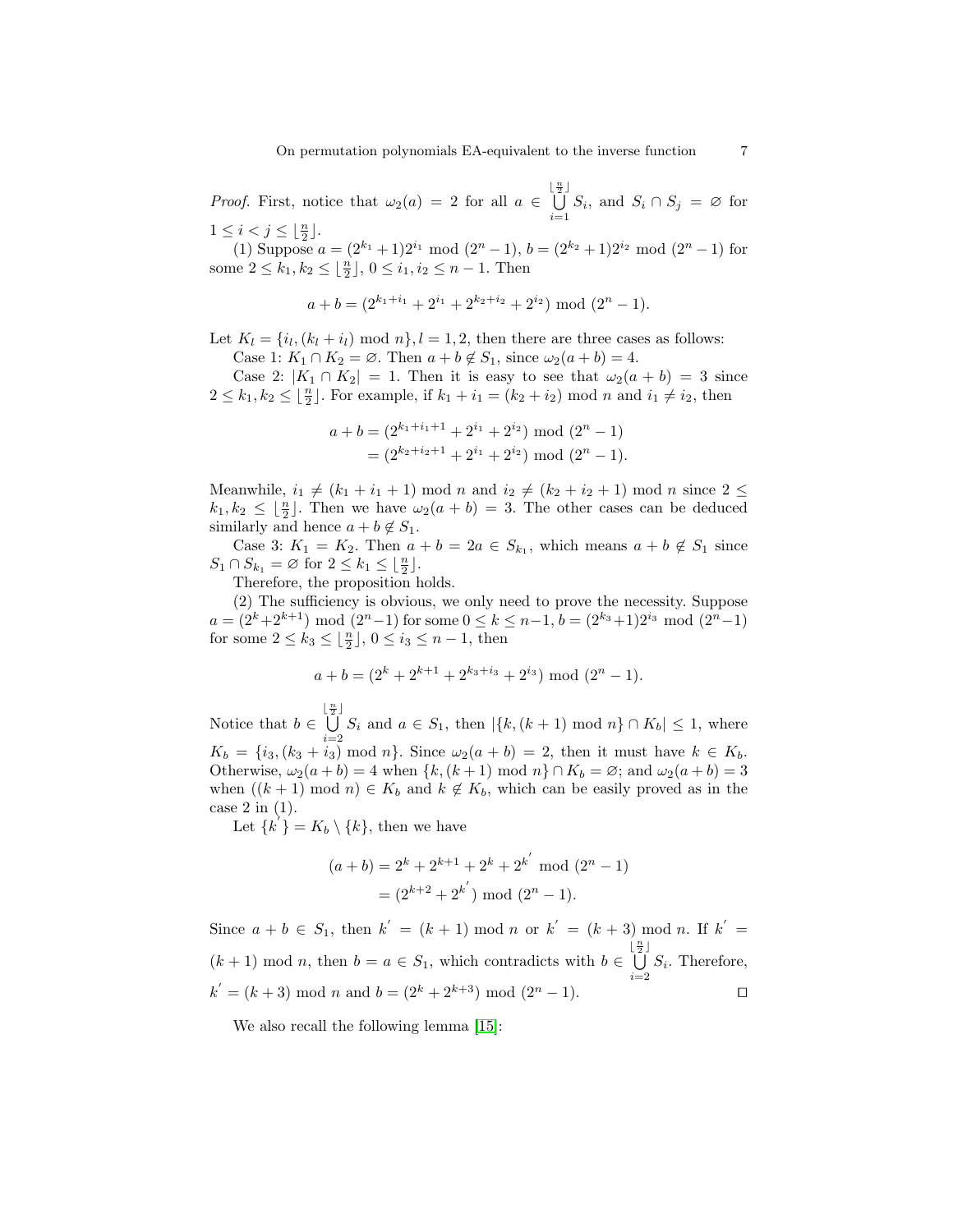*Proof.* First, notice that $\omega_2(a) = 2$ for all $a \in \bigcup_{i=1}^{\lfloor \frac{n}{2} \rfloor} S_i$, and $S_i \cap S_j = \varnothing$ for $1 \le i < j \le \lfloor \frac{n}{2} \rfloor$.

(1) Suppose $a = (2^{k_1}+1)2^{i_1} \bmod (2^n-1)$, $b = (2^{k_2}+1)2^{i_2} \bmod (2^n-1)$ for some $2 \le k_1, k_2 \le \lfloor \frac{n}{2} \rfloor$, $0 \le i_1, i_2 \le n-1$. Then

$$a + b = (2^{k_1+i_1} + 2^{i_1} + 2^{k_2+i_2} + 2^{i_2}) \bmod (2^n-1).$$

Let $K_l = \{i_l, (k_l + i_l) \bmod n\}, l = 1, 2$, then there are three cases as follows:

Case 1: $K_1 \cap K_2 = \varnothing$. Then $a + b \notin S_1$, since $\omega_2(a+b) = 4$.

Case 2: $|K_1 \cap K_2| = 1$. Then it is easy to see that $\omega_2(a+b) = 3$ since $2 \le k_1, k_2 \le \lfloor \frac{n}{2} \rfloor$. For example, if $k_1 + i_1 = (k_2 + i_2) \bmod n$ and $i_1 \ne i_2$, then

$$\begin{aligned} a + b &= (2^{k_1+i_1+1} + 2^{i_1} + 2^{i_2}) \bmod (2^n-1) \\ &= (2^{k_2+i_2+1} + 2^{i_1} + 2^{i_2}) \bmod (2^n-1). \end{aligned}$$

Meanwhile, $i_1 \ne (k_1 + i_1 + 1) \bmod n$ and $i_2 \ne (k_2 + i_2 + 1) \bmod n$ since $2 \le k_1, k_2 \le \lfloor \frac{n}{2} \rfloor$. Then we have $\omega_2(a+b) = 3$. The other cases can be deduced similarly and hence $a + b \notin S_1$.

Case 3: $K_1 = K_2$. Then $a + b = 2a \in S_{k_1}$, which means $a + b \notin S_1$ since $S_1 \cap S_{k_1} = \varnothing$ for $2 \le k_1 \le \lfloor \frac{n}{2} \rfloor$.

Therefore, the proposition holds.

(2) The sufficiency is obvious, we only need to prove the necessity. Suppose $a = (2^k + 2^{k+1}) \bmod (2^n-1)$ for some $0 \le k \le n-1$, $b = (2^{k_3}+1)2^{i_3} \bmod (2^n-1)$ for some $2 \le k_3 \le \lfloor \frac{n}{2} \rfloor$, $0 \le i_3 \le n-1$, then

$$a + b = (2^k + 2^{k+1} + 2^{k_3+i_3} + 2^{i_3}) \bmod (2^n-1).$$

Notice that $b \in \bigcup_{i=2}^{\lfloor \frac{n}{2} \rfloor} S_i$ and $a \in S_1$, then $|\{k, (k+1) \bmod n\} \cap K_b| \le 1$, where $K_b = \{i_3, (k_3 + i_3) \bmod n\}$. Since $\omega_2(a+b) = 2$, then it must have $k \in K_b$. Otherwise, $\omega_2(a+b) = 4$ when $\{k, (k+1) \bmod n\} \cap K_b = \varnothing$; and $\omega_2(a+b) = 3$ when $((k+1) \bmod n) \in K_b$ and $k \notin K_b$, which can be easily proved as in the case 2 in (1).

Let $\{k'\} = K_b \setminus \{k\}$, then we have

$$\begin{aligned} (a+b) &= 2^k + 2^{k+1} + 2^k + 2^{k'} \bmod (2^n-1) \\ &= (2^{k+2} + 2^{k'}) \bmod (2^n-1). \end{aligned}$$

Since $a + b \in S_1$, then $k' = (k+1) \bmod n$ or $k' = (k+3) \bmod n$. If $k' = (k+1) \bmod n$, then $b = a \in S_1$, which contradicts with $b \in \bigcup_{i=2}^{\lfloor \frac{n}{2} \rfloor} S_i$. Therefore, $k' = (k+3) \bmod n$ and $b = (2^k + 2^{k+3}) \bmod (2^n-1)$. ◻

We also recall the following lemma [15]: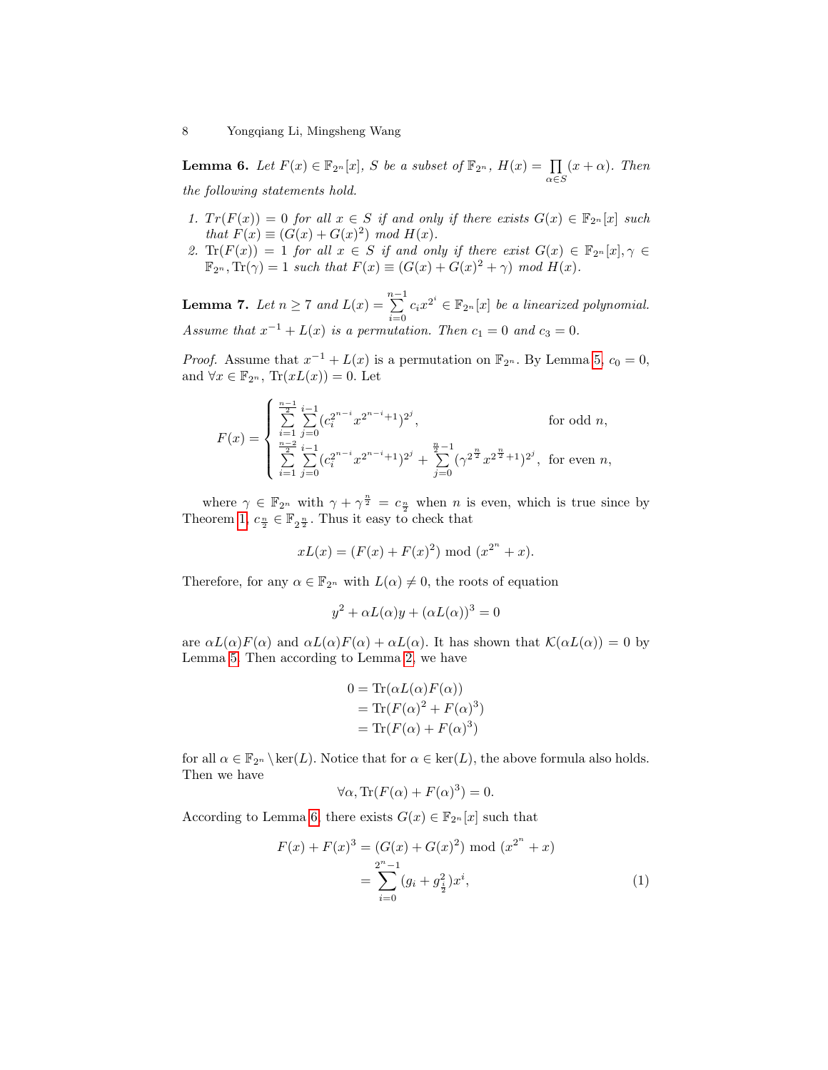**Lemma 6.** *Let $F(x) \in \mathbb{F}_{2^n}[x]$, $S$ be a subset of $\mathbb{F}_{2^n}$, $H(x) = \prod_{\alpha \in S}(x+\alpha)$. Then the following statements hold.*

1. *$Tr(F(x)) = 0$ for all $x \in S$ if and only if there exists $G(x) \in \mathbb{F}_{2^n}[x]$ such that $F(x) \equiv (G(x) + G(x)^2)$ mod $H(x)$.*
2. *$\mathrm{Tr}(F(x)) = 1$ for all $x \in S$ if and only if there exist $G(x) \in \mathbb{F}_{2^n}[x], \gamma \in \mathbb{F}_{2^n}, \mathrm{Tr}(\gamma) = 1$ such that $F(x) \equiv (G(x) + G(x)^2 + \gamma)$ mod $H(x)$.*

**Lemma 7.** *Let $n \geq 7$ and $L(x) = \sum_{i=0}^{n-1} c_i x^{2^i} \in \mathbb{F}_{2^n}[x]$ be a linearized polynomial. Assume that $x^{-1} + L(x)$ is a permutation. Then $c_1 = 0$ and $c_3 = 0$.*

*Proof.* Assume that $x^{-1} + L(x)$ is a permutation on $\mathbb{F}_{2^n}$. By Lemma 5, $c_0 = 0$, and $\forall x \in \mathbb{F}_{2^n}$, $\mathrm{Tr}(xL(x)) = 0$. Let

$$F(x) = \begin{cases} \sum_{i=1}^{\frac{n-1}{2}} \sum_{j=0}^{i-1} (c_i^{2^{n-i}} x^{2^{n-i}+1})^{2^j}, & \text{for odd } n, \\ \sum_{i=1}^{\frac{n-2}{2}} \sum_{j=0}^{i-1} (c_i^{2^{n-i}} x^{2^{n-i}+1})^{2^j} + \sum_{j=0}^{\frac{n}{2}-1} (\gamma^{2^{\frac{n}{2}}} x^{2^{\frac{n}{2}}+1})^{2^j}, & \text{for even } n, \end{cases}$$

where $\gamma \in \mathbb{F}_{2^n}$ with $\gamma + \gamma^{\frac{n}{2}} = c_{\frac{n}{2}}$ when $n$ is even, which is true since by Theorem 1, $c_{\frac{n}{2}} \in \mathbb{F}_{2^{\frac{n}{2}}}$. Thus it easy to check that

$$xL(x) = (F(x) + F(x)^2) \bmod (x^{2^n} + x).$$

Therefore, for any $\alpha \in \mathbb{F}_{2^n}$ with $L(\alpha) \neq 0$, the roots of equation

$$y^2 + \alpha L(\alpha) y + (\alpha L(\alpha))^3 = 0$$

are $\alpha L(\alpha) F(\alpha)$ and $\alpha L(\alpha) F(\alpha) + \alpha L(\alpha)$. It has shown that $\mathcal{K}(\alpha L(\alpha)) = 0$ by Lemma 5. Then according to Lemma 2, we have

$$\begin{aligned} 0 &= \mathrm{Tr}(\alpha L(\alpha) F(\alpha)) \\ &= \mathrm{Tr}(F(\alpha)^2 + F(\alpha)^3) \\ &= \mathrm{Tr}(F(\alpha) + F(\alpha)^3) \end{aligned}$$

for all $\alpha \in \mathbb{F}_{2^n} \setminus \ker(L)$. Notice that for $\alpha \in \ker(L)$, the above formula also holds. Then we have

$$\forall \alpha, \mathrm{Tr}(F(\alpha) + F(\alpha)^3) = 0.$$

According to Lemma 6, there exists $G(x) \in \mathbb{F}_{2^n}[x]$ such that

$$\begin{aligned} F(x) + F(x)^3 &= (G(x) + G(x)^2) \bmod (x^{2^n} + x) \\ &= \sum_{i=0}^{2^n-1} (g_i + g_{\frac{i}{2}}^2) x^i, \end{aligned} \tag{1}$$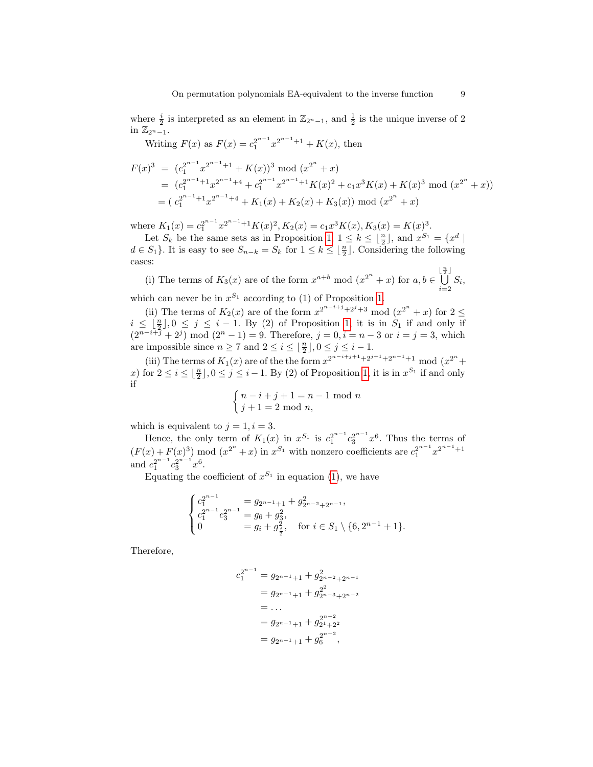where $\frac{i}{2}$ is interpreted as an element in $\mathbb{Z}_{2^n-1}$, and $\frac{1}{2}$ is the unique inverse of 2 in $\mathbb{Z}_{2^n-1}$.

Writing $F(x)$ as $F(x) = c_1^{2^{n-1}} x^{2^{n-1}+1} + K(x)$, then

$$
\begin{aligned}
F(x)^3 &= (c_1^{2^{n-1}} x^{2^{n-1}+1} + K(x))^3 \bmod (x^{2^n} + x) \\
&= (c_1^{2^{n-1}+1} x^{2^{n-1}+4} + c_1^{2^{n-1}} x^{2^{n-1}+1} K(x)^2 + c_1 x^3 K(x) + K(x)^3 \bmod (x^{2^n} + x)) \\
&= (\, c_1^{2^{n-1}+1} x^{2^{n-1}+4} + K_1(x) + K_2(x) + K_3(x)) \bmod (x^{2^n} + x)
\end{aligned}
$$

where $K_1(x) = c_1^{2^{n-1}} x^{2^{n-1}+1} K(x)^2, K_2(x) = c_1 x^3 K(x), K_3(x) = K(x)^3$.

Let $S_k$ be the same sets as in Proposition 1, $1 \le k \le \lfloor \frac{n}{2} \rfloor$, and $x^{S_1} = \{x^d \mid d \in S_1\}$. It is easy to see $S_{n-k} = S_k$ for $1 \le k \le \lfloor \frac{n}{2} \rfloor$. Considering the following cases:

(i) The terms of $K_3(x)$ are of the form $x^{a+b} \bmod (x^{2^n} + x)$ for $a, b \in \bigcup_{i=2}^{\lfloor \frac{n}{2} \rfloor} S_i$, which can never be in $x^{S_1}$ according to (1) of Proposition 1.

(ii) The terms of $K_2(x)$ are of the form $x^{2^{n-i+j}+2^j+3} \bmod (x^{2^n} + x)$ for $2 \le i \le \lfloor \frac{n}{2} \rfloor, 0 \le j \le i-1$. By (2) of Proposition 1, it is in $S_1$ if and only if $(2^{n-i+j} + 2^j) \bmod (2^n - 1) = 9$. Therefore, $j = 0, i = n-3$ or $i = j = 3$, which are impossible since $n \ge 7$ and $2 \le i \le \lfloor \frac{n}{2} \rfloor, 0 \le j \le i-1$.

(iii) The terms of $K_1(x)$ are of the the form $x^{2^{n-i+j+1}+2^{j+1}+2^{n-1}+1} \bmod (x^{2^n} + x)$ for $2 \le i \le \lfloor \frac{n}{2} \rfloor, 0 \le j \le i-1$. By (2) of Proposition 1, it is in $x^{S_1}$ if and only if

$$
\begin{cases}
n - i + j + 1 = n - 1 \bmod n \\
j + 1 = 2 \bmod n,
\end{cases}
$$

which is equivalent to $j = 1, i = 3$.

Hence, the only term of $K_1(x)$ in $x^{S_1}$ is $c_1^{2^{n-1}} c_3^{2^{n-1}} x^6$. Thus the terms of $(F(x) + F(x)^3) \bmod (x^{2^n} + x)$ in $x^{S_1}$ with nonzero coefficients are $c_1^{2^{n-1}} x^{2^{n-1}+1}$ and $c_1^{2^{n-1}} c_3^{2^{n-1}} x^6$.

Equating the coefficient of $x^{S_1}$ in equation (1), we have

$$
\begin{cases}
c_1^{2^{n-1}} &= g_{2^{n-1}+1} + g_{2^{n-2}+2^{n-1}}^2, \\
c_1^{2^{n-1}} c_3^{2^{n-1}} &= g_6 + g_3^2, \\
0 &= g_i + g_{\frac{i}{2}}^2, \quad \text{for } i \in S_1 \setminus \{6, 2^{n-1}+1\}.
\end{cases}
$$

Therefore,

$$
\begin{aligned}
c_1^{2^{n-1}} &= g_{2^{n-1}+1} + g_{2^{n-2}+2^{n-1}}^2 \\
&= g_{2^{n-1}+1} + g_{2^{n-3}+2^{n-2}}^{2^2} \\
&= \dots \\
&= g_{2^{n-1}+1} + g_{2^1+2^2}^{2^{n-2}} \\
&= g_{2^{n-1}+1} + g_6^{2^{n-2}},
\end{aligned}
$$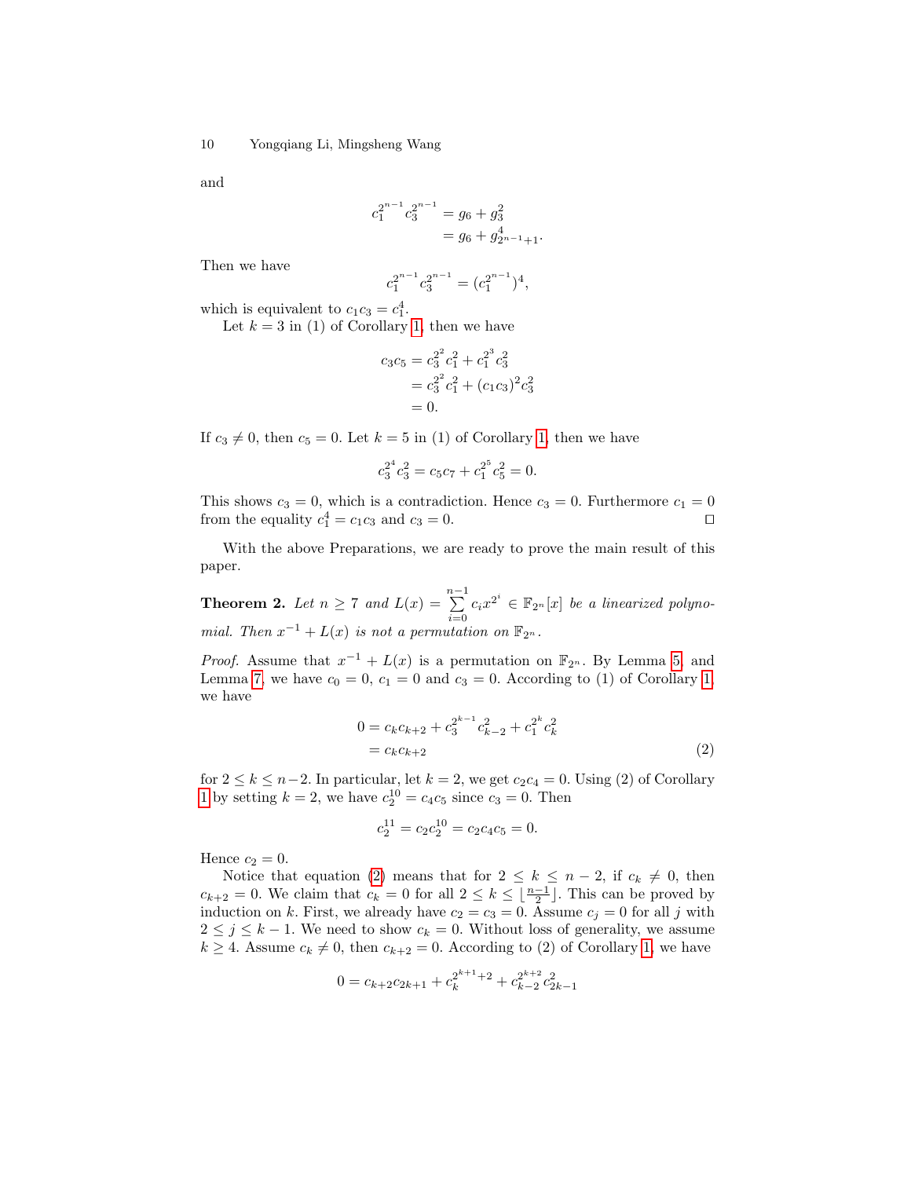and

$$
\begin{aligned}
c_1^{2^{n-1}} c_3^{2^{n-1}} &= g_6 + g_3^2 \\
&= g_6 + g_{2^{n-1}+1}^4.
\end{aligned}
$$

Then we have

$$
c_1^{2^{n-1}} c_3^{2^{n-1}} = (c_1^{2^{n-1}})^4,
$$

which is equivalent to $c_1 c_3 = c_1^4$.

Let $k = 3$ in (1) of Corollary 1, then we have

$$
\begin{aligned}
c_3 c_5 &= c_3^{2^2} c_1^2 + c_1^{2^3} c_3^2 \\
&= c_3^{2^2} c_1^2 + (c_1 c_3)^2 c_3^2 \\
&= 0.
\end{aligned}
$$

If $c_3 \neq 0$, then $c_5 = 0$. Let $k = 5$ in (1) of Corollary 1, then we have

$$
c_3^{2^4} c_3^2 = c_5 c_7 + c_1^{2^5} c_5^2 = 0.
$$

This shows $c_3 = 0$, which is a contradiction. Hence $c_3 = 0$. Furthermore $c_1 = 0$ from the equality $c_1^4 = c_1 c_3$ and $c_3 = 0$. □

With the above Preparations, we are ready to prove the main result of this paper.

**Theorem 2.** *Let $n \geq 7$ and $L(x) = \sum_{i=0}^{n-1} c_i x^{2^i} \in \mathbb{F}_{2^n}[x]$ be a linearized polynomial. Then $x^{-1} + L(x)$ is not a permutation on $\mathbb{F}_{2^n}$.*

*Proof.* Assume that $x^{-1} + L(x)$ is a permutation on $\mathbb{F}_{2^n}$. By Lemma 5, and Lemma 7, we have $c_0 = 0$, $c_1 = 0$ and $c_3 = 0$. According to (1) of Corollary 1, we have

$$
\begin{aligned}
0 &= c_k c_{k+2} + c_3^{2^{k-1}} c_{k-2}^2 + c_1^{2^k} c_k^2 \\
&= c_k c_{k+2}
\end{aligned}
\tag{2}
$$

for $2 \leq k \leq n-2$. In particular, let $k = 2$, we get $c_2 c_4 = 0$. Using (2) of Corollary 1 by setting $k = 2$, we have $c_2^{10} = c_4 c_5$ since $c_3 = 0$. Then

$$
c_2^{11} = c_2 c_2^{10} = c_2 c_4 c_5 = 0.
$$

Hence $c_2 = 0$.

Notice that equation (2) means that for $2 \leq k \leq n-2$, if $c_k \neq 0$, then $c_{k+2} = 0$. We claim that $c_k = 0$ for all $2 \leq k \leq \lfloor \frac{n-1}{2} \rfloor$. This can be proved by induction on $k$. First, we already have $c_2 = c_3 = 0$. Assume $c_j = 0$ for all $j$ with $2 \leq j \leq k-1$. We need to show $c_k = 0$. Without loss of generality, we assume $k \geq 4$. Assume $c_k \neq 0$, then $c_{k+2} = 0$. According to (2) of Corollary 1, we have

$$
0 = c_{k+2} c_{2k+1} + c_k^{2^{k+1}+2} + c_{k-2}^{2^{k+2}} c_{2k-1}^2
$$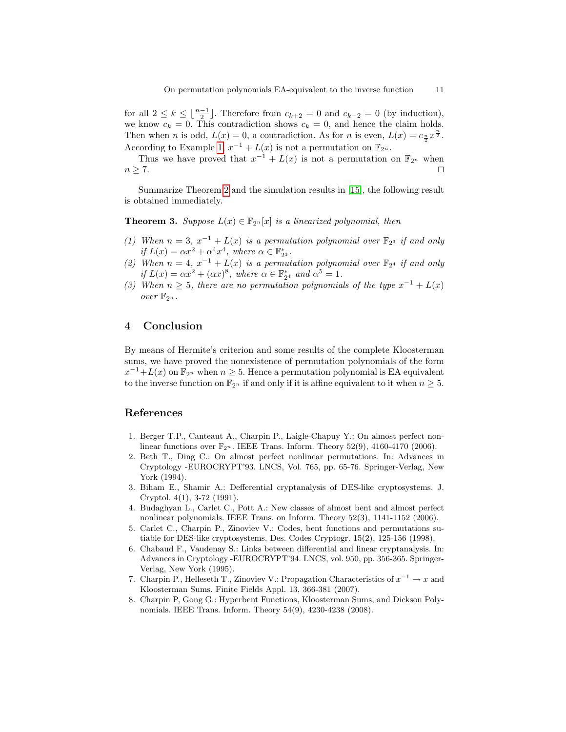for all $2 \leq k \leq \lfloor \frac{n-1}{2} \rfloor$. Therefore from $c_{k+2} = 0$ and $c_{k-2} = 0$ (by induction), we know $c_k = 0$. This contradiction shows $c_k = 0$, and hence the claim holds. Then when $n$ is odd, $L(x) = 0$, a contradiction. As for $n$ is even, $L(x) = c_{\frac{n}{2}} x^{\frac{n}{2}}$. According to Example 1, $x^{-1} + L(x)$ is not a permutation on $\mathbb{F}_{2^n}$.

Thus we have proved that $x^{-1} + L(x)$ is not a permutation on $\mathbb{F}_{2^n}$ when $n \geq 7$. $\square$

Summarize Theorem 2 and the simulation results in [15], the following result is obtained immediately.

**Theorem 3.** *Suppose $L(x) \in \mathbb{F}_{2^n}[x]$ is a linearized polynomial, then*

*(1) When $n = 3$, $x^{-1} + L(x)$ is a permutation polynomial over $\mathbb{F}_{2^3}$ if and only if $L(x) = \alpha x^2 + \alpha^4 x^4$, where $\alpha \in \mathbb{F}_{2^3}^*$.*
*(2) When $n = 4$, $x^{-1} + L(x)$ is a permutation polynomial over $\mathbb{F}_{2^4}$ if and only if $L(x) = \alpha x^2 + (\alpha x)^8$, where $\alpha \in \mathbb{F}_{2^4}^*$ and $\alpha^5 = 1$.*
*(3) When $n \geq 5$, there are no permutation polynomials of the type $x^{-1} + L(x)$ over $\mathbb{F}_{2^n}$.*

## 4 Conclusion

By means of Hermite's criterion and some results of the complete Kloosterman sums, we have proved the nonexistence of permutation polynomials of the form $x^{-1}+L(x)$ on $\mathbb{F}_{2^n}$ when $n \geq 5$. Hence a permutation polynomial is EA equivalent to the inverse function on $\mathbb{F}_{2^n}$ if and only if it is affine equivalent to it when $n \geq 5$.

## References

1. Berger T.P., Canteaut A., Charpin P., Laigle-Chapuy Y.: On almost perfect nonlinear functions over $\mathbb{F}_{2^n}$. IEEE Trans. Inform. Theory 52(9), 4160-4170 (2006).
2. Beth T., Ding C.: On almost perfect nonlinear permutations. In: Advances in Cryptology -EUROCRYPT'93. LNCS, Vol. 765, pp. 65-76. Springer-Verlag, New York (1994).
3. Biham E., Shamir A.: Defferential cryptanalysis of DES-like cryptosystems. J. Cryptol. 4(1), 3-72 (1991).
4. Budaghyan L., Carlet C., Pott A.: New classes of almost bent and almost perfect nonlinear polynomials. IEEE Trans. on Inform. Theory 52(3), 1141-1152 (2006).
5. Carlet C., Charpin P., Zinoviev V.: Codes, bent functions and permutations sutiable for DES-like cryptosystems. Des. Codes Cryptogr. 15(2), 125-156 (1998).
6. Chabaud F., Vaudenay S.: Links between differential and linear cryptanalysis. In: Advances in Cryptology -EUROCRYPT'94. LNCS, vol. 950, pp. 356-365. Springer-Verlag, New York (1995).
7. Charpin P., Helleseth T., Zinoviev V.: Propagation Characteristics of $x^{-1} \to x$ and Kloosterman Sums. Finite Fields Appl. 13, 366-381 (2007).
8. Charpin P, Gong G.: Hyperbent Functions, Kloosterman Sums, and Dickson Polynomials. IEEE Trans. Inform. Theory 54(9), 4230-4238 (2008).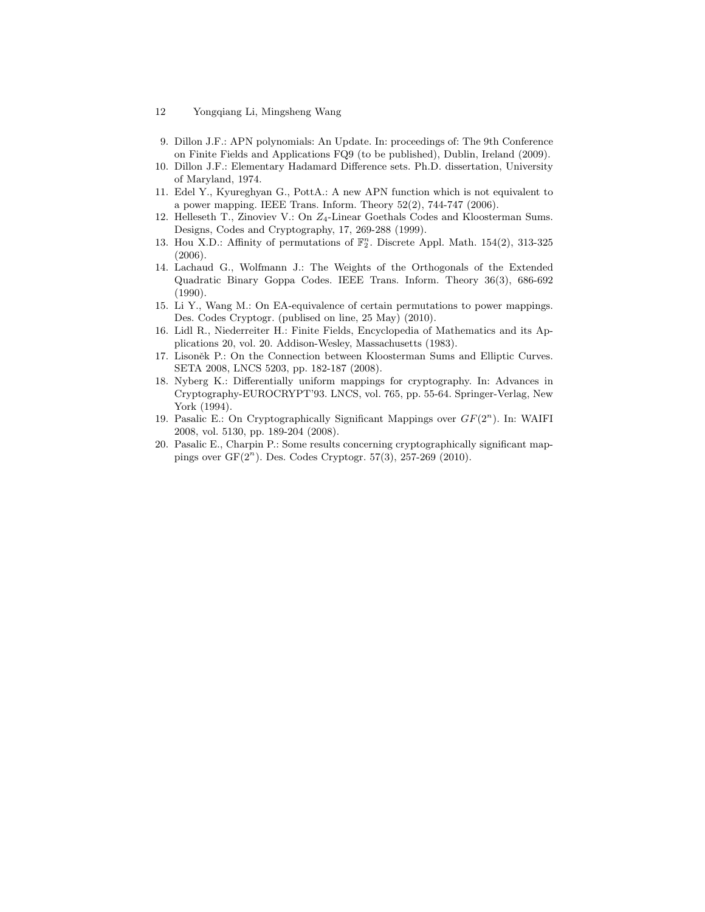9. Dillon J.F.: APN polynomials: An Update. In: proceedings of: The 9th Conference on Finite Fields and Applications FQ9 (to be published), Dublin, Ireland (2009).
10. Dillon J.F.: Elementary Hadamard Difference sets. Ph.D. dissertation, University of Maryland, 1974.
11. Edel Y., Kyureghyan G., PottA.: A new APN function which is not equivalent to a power mapping. IEEE Trans. Inform. Theory 52(2), 744-747 (2006).
12. Helleseth T., Zinoviev V.: On $Z_4$-Linear Goethals Codes and Kloosterman Sums. Designs, Codes and Cryptography, 17, 269-288 (1999).
13. Hou X.D.: Affinity of permutations of $\mathbb{F}_2^n$. Discrete Appl. Math. 154(2), 313-325 (2006).
14. Lachaud G., Wolfmann J.: The Weights of the Orthogonals of the Extended Quadratic Binary Goppa Codes. IEEE Trans. Inform. Theory 36(3), 686-692 (1990).
15. Li Y., Wang M.: On EA-equivalence of certain permutations to power mappings. Des. Codes Cryptogr. (publised on line, 25 May) (2010).
16. Lidl R., Niederreiter H.: Finite Fields, Encyclopedia of Mathematics and its Applications 20, vol. 20. Addison-Wesley, Massachusetts (1983).
17. Lisoněk P.: On the Connection between Kloosterman Sums and Elliptic Curves. SETA 2008, LNCS 5203, pp. 182-187 (2008).
18. Nyberg K.: Differentially uniform mappings for cryptography. In: Advances in Cryptography-EUROCRYPT'93. LNCS, vol. 765, pp. 55-64. Springer-Verlag, New York (1994).
19. Pasalic E.: On Cryptographically Significant Mappings over $GF(2^n)$. In: WAIFI 2008, vol. 5130, pp. 189-204 (2008).
20. Pasalic E., Charpin P.: Some results concerning cryptographically significant mappings over $\mathrm{GF}(2^n)$. Des. Codes Cryptogr. 57(3), 257-269 (2010).